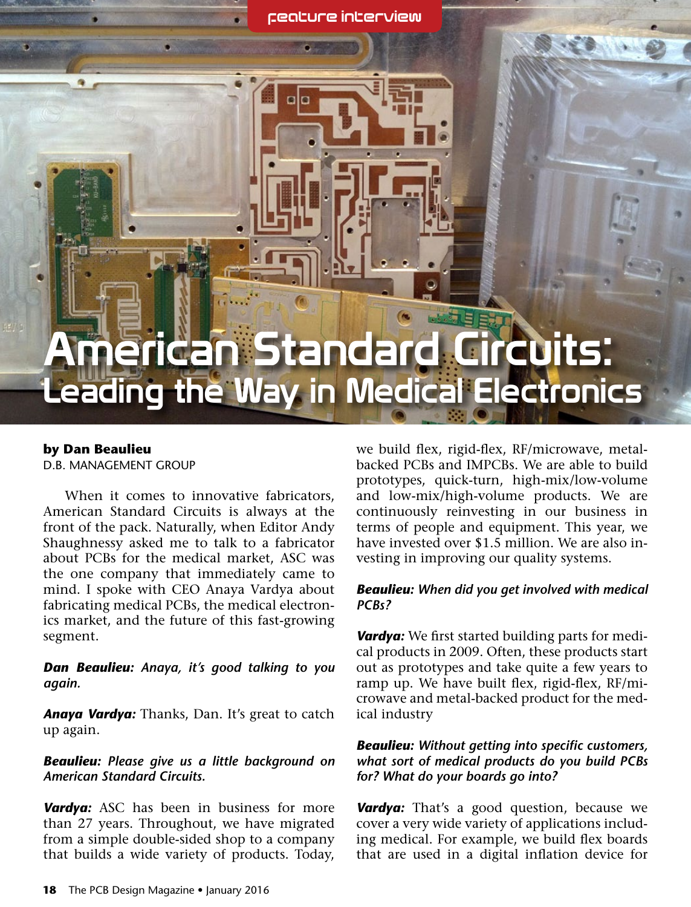# American Standard Circuits: Leading the Way in Medical Electronics

**by Dan Beaulieu**
D.B. MANAGEMENT GROUP

When it comes to innovative fabricators, American Standard Circuits is always at the front of the pack. Naturally, when Editor Andy Shaughnessy asked me to talk to a fabricator about PCBs for the medical market, ASC was the one company that immediately came to mind. I spoke with CEO Anaya Vardya about fabricating medical PCBs, the medical electronics market, and the future of this fast-growing segment.

***Dan Beaulieu:** Anaya, it's good talking to you again.*

***Anaya Vardya:*** Thanks, Dan. It's great to catch up again.

***Beaulieu:** Please give us a little background on American Standard Circuits.*

***Vardya:*** ASC has been in business for more than 27 years. Throughout, we have migrated from a simple double-sided shop to a company that builds a wide variety of products. Today, we build flex, rigid-flex, RF/microwave, metal-backed PCBs and IMPCBs. We are able to build prototypes, quick-turn, high-mix/low-volume and low-mix/high-volume products. We are continuously reinvesting in our business in terms of people and equipment. This year, we have invested over $1.5 million. We are also investing in improving our quality systems.

***Beaulieu:** When did you get involved with medical PCBs?*

***Vardya:*** We first started building parts for medical products in 2009. Often, these products start out as prototypes and take quite a few years to ramp up. We have built flex, rigid-flex, RF/microwave and metal-backed product for the medical industry

***Beaulieu:** Without getting into specific customers, what sort of medical products do you build PCBs for? What do your boards go into?*

***Vardya:*** That's a good question, because we cover a very wide variety of applications including medical. For example, we build flex boards that are used in a digital inflation device for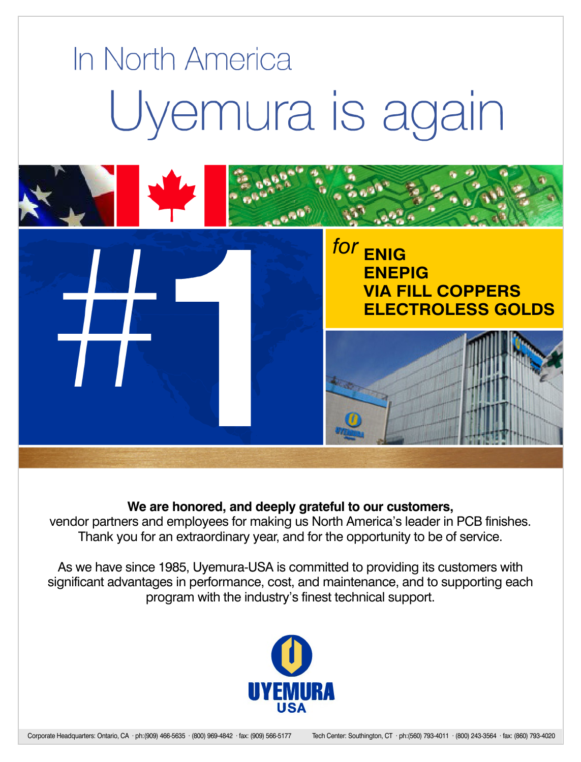# In North America Uyemura is again

# #1

*for* **ENIG**
**ENEPIG**
**VIA FILL COPPERS**
**ELECTROLESS GOLDS**

**We are honored, and deeply grateful to our customers,** vendor partners and employees for making us North America's leader in PCB finishes. Thank you for an extraordinary year, and for the opportunity to be of service.

As we have since 1985, Uyemura-USA is committed to providing its customers with significant advantages in performance, cost, and maintenance, and to supporting each program with the industry's finest technical support.

**UYEMURA USA**

Corporate Headquarters: Ontario, CA · ph:(909) 466-5635 · (800) 969-4842 · fax: (909) 566-5177 Tech Center: Southington, CT · ph:(560) 793-4011 · (800) 243-3564 · fax: (860) 793-4020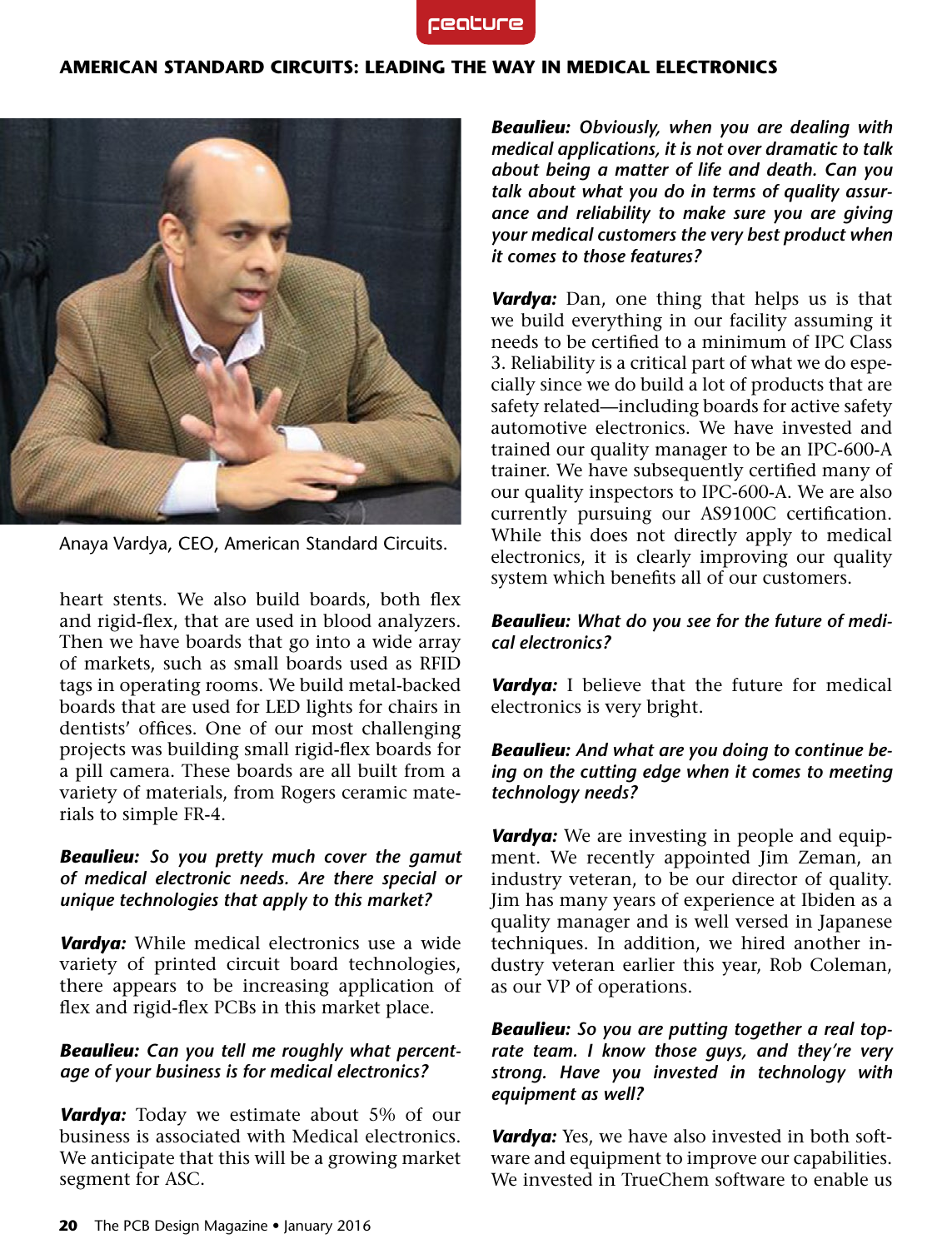Anaya Vardya, CEO, American Standard Circuits.

heart stents. We also build boards, both flex and rigid-flex, that are used in blood analyzers. Then we have boards that go into a wide array of markets, such as small boards used as RFID tags in operating rooms. We build metal-backed boards that are used for LED lights for chairs in dentists' offices. One of our most challenging projects was building small rigid-flex boards for a pill camera. These boards are all built from a variety of materials, from Rogers ceramic materials to simple FR-4.

***Beaulieu:*** ***So you pretty much cover the gamut of medical electronic needs. Are there special or unique technologies that apply to this market?***

***Vardya:*** While medical electronics use a wide variety of printed circuit board technologies, there appears to be increasing application of flex and rigid-flex PCBs in this market place.

***Beaulieu:*** ***Can you tell me roughly what percentage of your business is for medical electronics?***

***Vardya:*** Today we estimate about 5% of our business is associated with Medical electronics. We anticipate that this will be a growing market segment for ASC.

***Beaulieu:*** ***Obviously, when you are dealing with medical applications, it is not over dramatic to talk about being a matter of life and death. Can you talk about what you do in terms of quality assurance and reliability to make sure you are giving your medical customers the very best product when it comes to those features?***

***Vardya:*** Dan, one thing that helps us is that we build everything in our facility assuming it needs to be certified to a minimum of IPC Class 3. Reliability is a critical part of what we do especially since we do build a lot of products that are safety related—including boards for active safety automotive electronics. We have invested and trained our quality manager to be an IPC-600-A trainer. We have subsequently certified many of our quality inspectors to IPC-600-A. We are also currently pursuing our AS9100C certification. While this does not directly apply to medical electronics, it is clearly improving our quality system which benefits all of our customers.

***Beaulieu:*** ***What do you see for the future of medical electronics?***

***Vardya:*** I believe that the future for medical electronics is very bright.

***Beaulieu:*** ***And what are you doing to continue being on the cutting edge when it comes to meeting technology needs?***

***Vardya:*** We are investing in people and equipment. We recently appointed Jim Zeman, an industry veteran, to be our director of quality. Jim has many years of experience at Ibiden as a quality manager and is well versed in Japanese techniques. In addition, we hired another industry veteran earlier this year, Rob Coleman, as our VP of operations.

***Beaulieu:*** ***So you are putting together a real top-rate team. I know those guys, and they're very strong. Have you invested in technology with equipment as well?***

***Vardya:*** Yes, we have also invested in both software and equipment to improve our capabilities. We invested in TrueChem software to enable us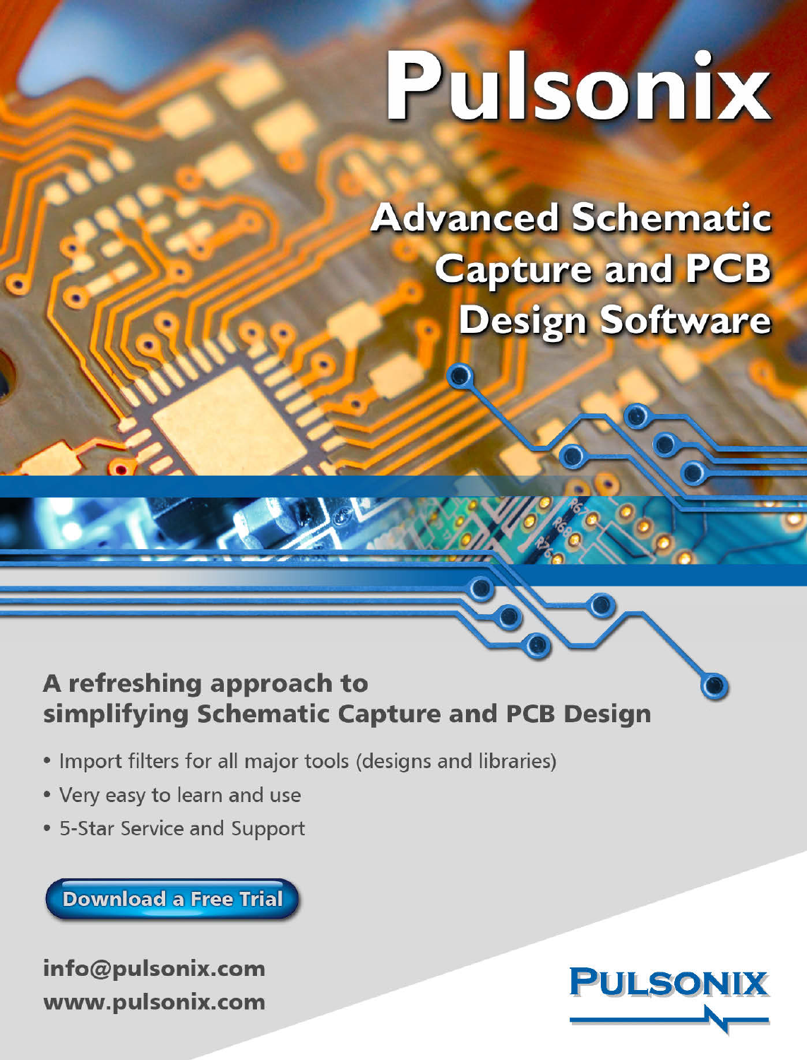# Pulsonix

## Advanced Schematic Capture and PCB Design Software

### A refreshing approach to simplifying Schematic Capture and PCB Design

- Import filters for all major tools (designs and libraries)
- Very easy to learn and use
- 5-Star Service and Support

Download a Free Trial

**info@pulsonix.com**
**www.pulsonix.com**

PULSONIX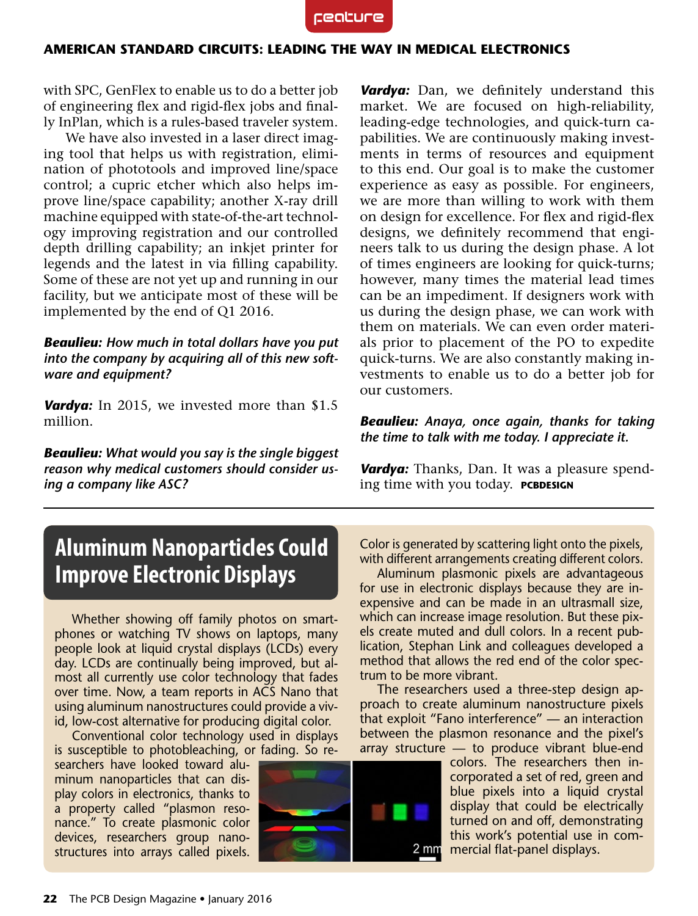with SPC, GenFlex to enable us to do a better job of engineering flex and rigid-flex jobs and finally InPlan, which is a rules-based traveler system.

We have also invested in a laser direct imaging tool that helps us with registration, elimination of phototools and improved line/space control; a cupric etcher which also helps improve line/space capability; another X-ray drill machine equipped with state-of-the-art technology improving registration and our controlled depth drilling capability; an inkjet printer for legends and the latest in via filling capability. Some of these are not yet up and running in our facility, but we anticipate most of these will be implemented by the end of Q1 2016.

***Beaulieu:*** *How much in total dollars have you put into the company by acquiring all of this new software and equipment?*

***Vardya:*** In 2015, we invested more than $1.5 million.

***Beaulieu:*** *What would you say is the single biggest reason why medical customers should consider using a company like ASC?*

***Vardya:*** Dan, we definitely understand this market. We are focused on high-reliability, leading-edge technologies, and quick-turn capabilities. We are continuously making investments in terms of resources and equipment to this end. Our goal is to make the customer experience as easy as possible. For engineers, we are more than willing to work with them on design for excellence. For flex and rigid-flex designs, we definitely recommend that engineers talk to us during the design phase. A lot of times engineers are looking for quick-turns; however, many times the material lead times can be an impediment. If designers work with us during the design phase, we can work with them on materials. We can even order materials prior to placement of the PO to expedite quick-turns. We are also constantly making investments to enable us to do a better job for our customers.

***Beaulieu:*** *Anaya, once again, thanks for taking the time to talk with me today. I appreciate it.*

***Vardya:*** Thanks, Dan. It was a pleasure spending time with you today. **PCBDESIGN**

## Aluminum Nanoparticles Could Improve Electronic Displays

Whether showing off family photos on smartphones or watching TV shows on laptops, many people look at liquid crystal displays (LCDs) every day. LCDs are continually being improved, but almost all currently use color technology that fades over time. Now, a team reports in ACS Nano that using aluminum nanostructures could provide a vivid, low-cost alternative for producing digital color.

Conventional color technology used in displays is susceptible to photobleaching, or fading. So researchers have looked toward aluminum nanoparticles that can display colors in electronics, thanks to a property called "plasmon resonance." To create plasmonic color devices, researchers group nanostructures into arrays called pixels. Color is generated by scattering light onto the pixels, with different arrangements creating different colors.

Aluminum plasmonic pixels are advantageous for use in electronic displays because they are inexpensive and can be made in an ultrasmall size, which can increase image resolution. But these pixels create muted and dull colors. In a recent publication, Stephan Link and colleagues developed a method that allows the red end of the color spectrum to be more vibrant.

The researchers used a three-step design approach to create aluminum nanostructure pixels that exploit "Fano interference" — an interaction between the plasmon resonance and the pixel's array structure — to produce vibrant blue-end colors. The researchers then incorporated a set of red, green and blue pixels into a liquid crystal display that could be electrically turned on and off, demonstrating this work's potential use in commercial flat-panel displays.

2 mm